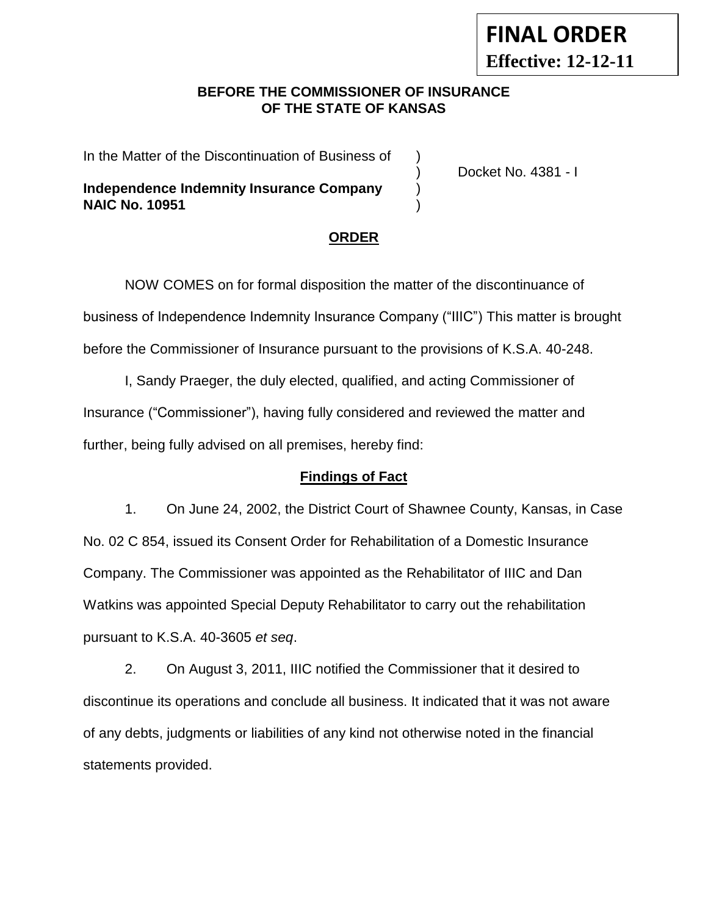**FINAL ORDER**
**Effective: 12-12-11**

**BEFORE THE COMMISSIONER OF INSURANCE**
**OF THE STATE OF KANSAS**

| | | |
|---|---|---|
| In the Matter of the Discontinuation of Business of | ) | |
| | ) | Docket No. 4381 - I |
| **Independence Indemnity Insurance Company** | ) | |
| **NAIC No. 10951** | ) | |

## ORDER

NOW COMES on for formal disposition the matter of the discontinuance of business of Independence Indemnity Insurance Company ("IIIC") This matter is brought before the Commissioner of Insurance pursuant to the provisions of K.S.A. 40-248.

I, Sandy Praeger, the duly elected, qualified, and acting Commissioner of Insurance ("Commissioner"), having fully considered and reviewed the matter and further, being fully advised on all premises, hereby find:

## Findings of Fact

1. On June 24, 2002, the District Court of Shawnee County, Kansas, in Case No. 02 C 854, issued its Consent Order for Rehabilitation of a Domestic Insurance Company. The Commissioner was appointed as the Rehabilitator of IIIC and Dan Watkins was appointed Special Deputy Rehabilitator to carry out the rehabilitation pursuant to K.S.A. 40-3605 *et seq*.

2. On August 3, 2011, IIIC notified the Commissioner that it desired to discontinue its operations and conclude all business. It indicated that it was not aware of any debts, judgments or liabilities of any kind not otherwise noted in the financial statements provided.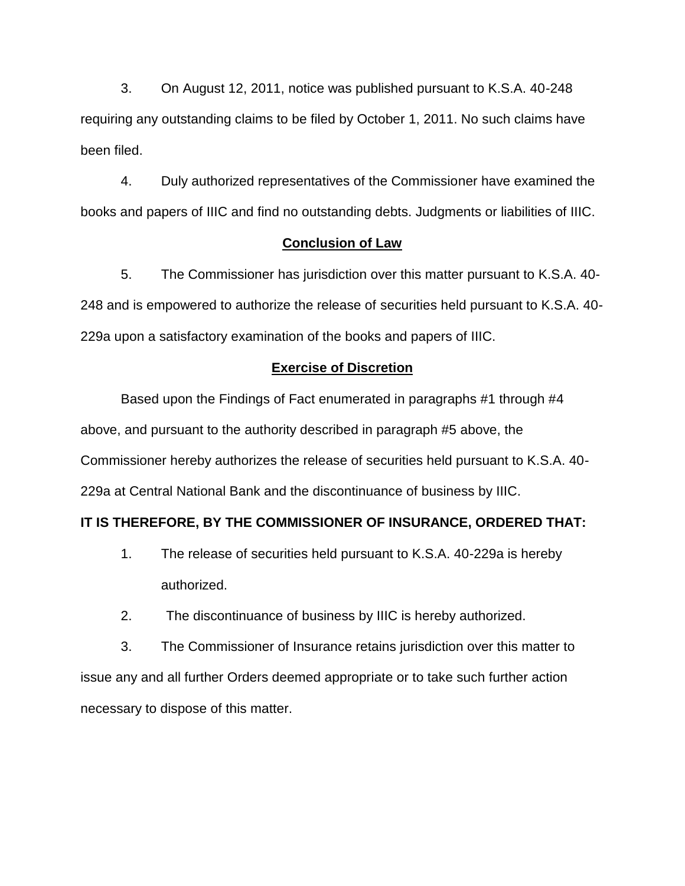3. On August 12, 2011, notice was published pursuant to K.S.A. 40-248 requiring any outstanding claims to be filed by October 1, 2011. No such claims have been filed.

4. Duly authorized representatives of the Commissioner have examined the books and papers of IIIC and find no outstanding debts. Judgments or liabilities of IIIC.

## Conclusion of Law

5. The Commissioner has jurisdiction over this matter pursuant to K.S.A. 40-248 and is empowered to authorize the release of securities held pursuant to K.S.A. 40-229a upon a satisfactory examination of the books and papers of IIIC.

## Exercise of Discretion

Based upon the Findings of Fact enumerated in paragraphs #1 through #4 above, and pursuant to the authority described in paragraph #5 above, the Commissioner hereby authorizes the release of securities held pursuant to K.S.A. 40-229a at Central National Bank and the discontinuance of business by IIIC.

**IT IS THEREFORE, BY THE COMMISSIONER OF INSURANCE, ORDERED THAT:**

1. The release of securities held pursuant to K.S.A. 40-229a is hereby authorized.
2. The discontinuance of business by IIIC is hereby authorized.
3. The Commissioner of Insurance retains jurisdiction over this matter to issue any and all further Orders deemed appropriate or to take such further action necessary to dispose of this matter.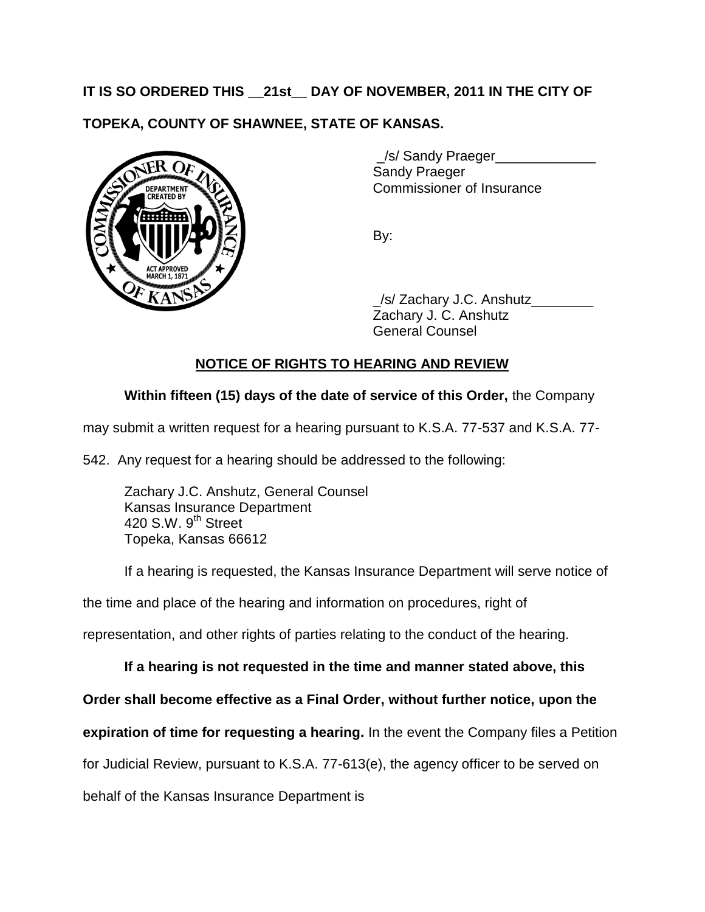**IT IS SO ORDERED THIS __21st__ DAY OF NOVEMBER, 2011 IN THE CITY OF TOPEKA, COUNTY OF SHAWNEE, STATE OF KANSAS.**

_/s/ Sandy Praeger_____________
Sandy Praeger
Commissioner of Insurance

By:

_/s/ Zachary J.C. Anshutz________
Zachary J. C. Anshutz
General Counsel

## NOTICE OF RIGHTS TO HEARING AND REVIEW

**Within fifteen (15) days of the date of service of this Order,** the Company may submit a written request for a hearing pursuant to K.S.A. 77-537 and K.S.A. 77-542. Any request for a hearing should be addressed to the following:

Zachary J.C. Anshutz, General Counsel
Kansas Insurance Department
420 S.W. 9th Street
Topeka, Kansas 66612

If a hearing is requested, the Kansas Insurance Department will serve notice of the time and place of the hearing and information on procedures, right of representation, and other rights of parties relating to the conduct of the hearing.

**If a hearing is not requested in the time and manner stated above, this Order shall become effective as a Final Order, without further notice, upon the expiration of time for requesting a hearing.** In the event the Company files a Petition for Judicial Review, pursuant to K.S.A. 77-613(e), the agency officer to be served on behalf of the Kansas Insurance Department is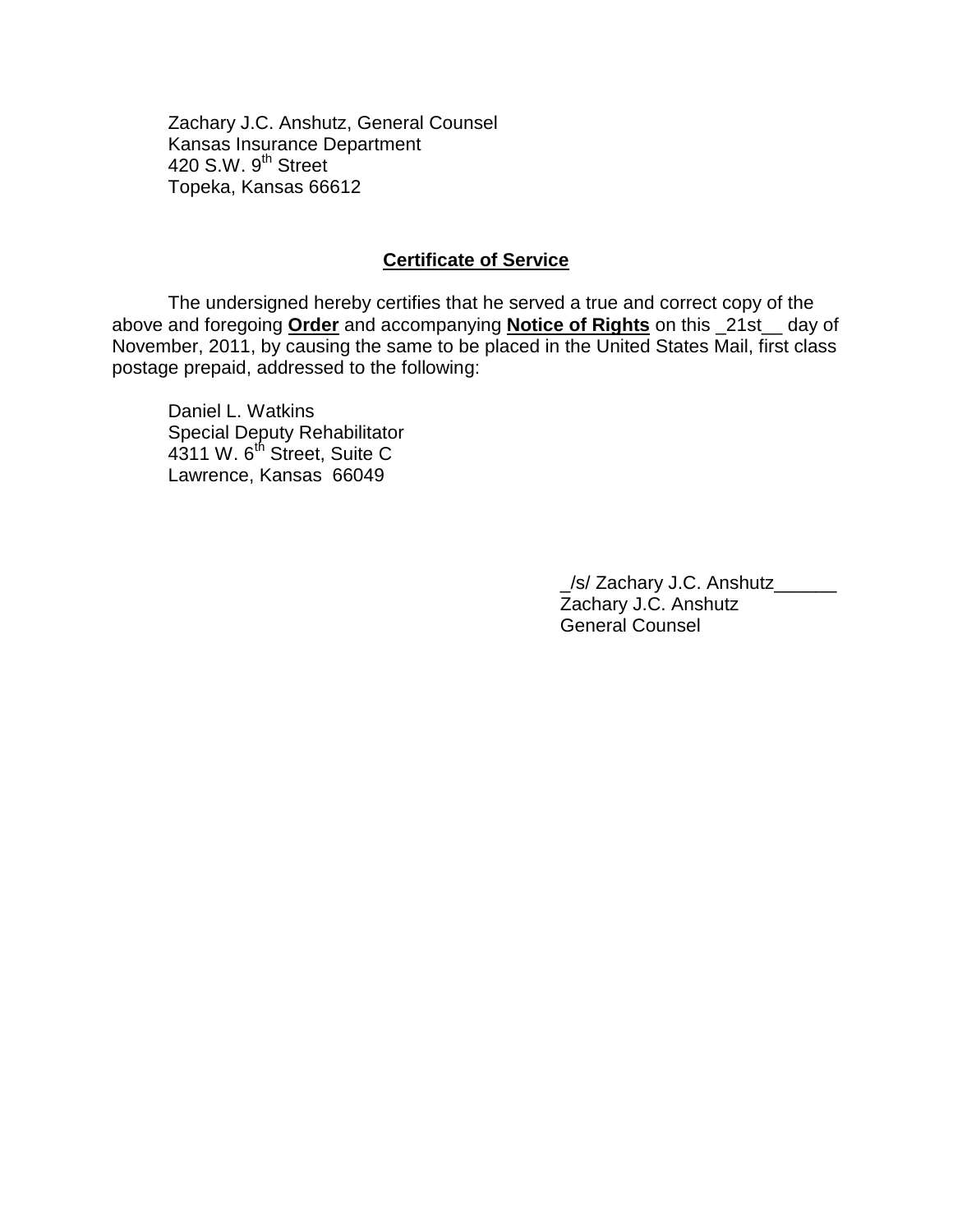Zachary J.C. Anshutz, General Counsel
Kansas Insurance Department
420 S.W. 9th Street
Topeka, Kansas 66612

## Certificate of Service

The undersigned hereby certifies that he served a true and correct copy of the above and foregoing **Order** and accompanying **Notice of Rights** on this _21st__ day of November, 2011, by causing the same to be placed in the United States Mail, first class postage prepaid, addressed to the following:

Daniel L. Watkins
Special Deputy Rehabilitator
4311 W. 6th Street, Suite C
Lawrence, Kansas 66049

_/s/ Zachary J.C. Anshutz______
Zachary J.C. Anshutz
General Counsel